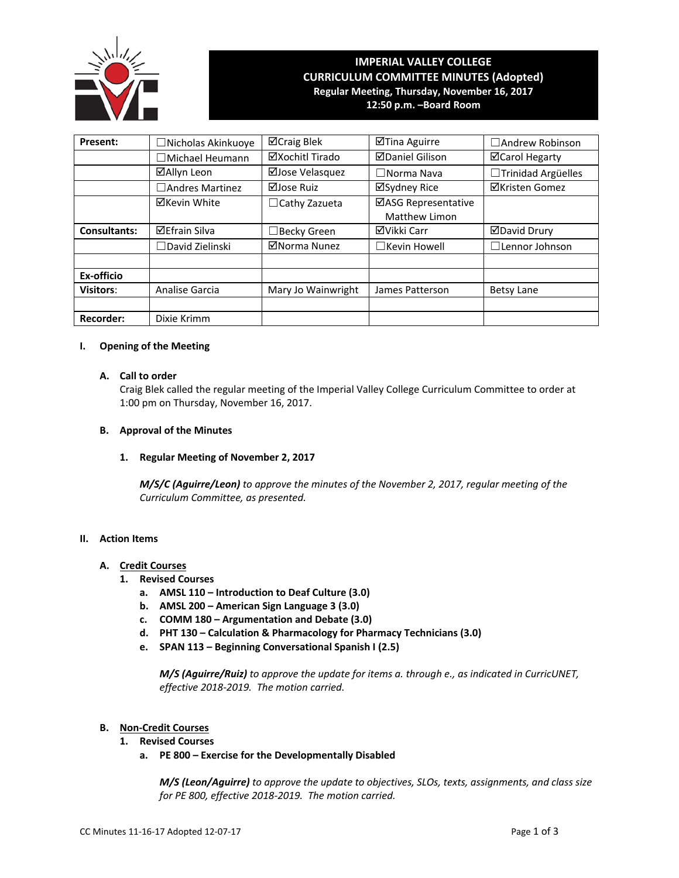# IMPERIAL VALLEY COLLEGE
## CURRICULUM COMMITTEE MINUTES (Adopted)
**Regular Meeting, Thursday, November 16, 2017**
**12:50 p.m. –Board Room**

| **Present:** | ☐Nicholas Akinkuoye | ☑Craig Blek | ☑Tina Aguirre | ☐Andrew Robinson |
|---|---|---|---|---|
| | ☐Michael Heumann | ☑Xochitl Tirado | ☑Daniel Gilison | ☑Carol Hegarty |
| | ☑Allyn Leon | ☑Jose Velasquez | ☐Norma Nava | ☐Trinidad Argüelles |
| | ☐Andres Martinez | ☑Jose Ruiz | ☑Sydney Rice | ☑Kristen Gomez |
| | ☑Kevin White | ☐Cathy Zazueta | ☑ASG Representative Matthew Limon | |
| **Consultants:** | ☑Efrain Silva | ☐Becky Green | ☑Vikki Carr | ☑David Drury |
| | ☐David Zielinski | ☑Norma Nunez | ☐Kevin Howell | ☐Lennor Johnson |
| | | | | |
| **Ex-officio** | | | | |
| **Visitors**: | Analise Garcia | Mary Jo Wainwright | James Patterson | Betsy Lane |
| | | | | |
| **Recorder:** | Dixie Krimm | | | |

## I. Opening of the Meeting

### A. Call to order

Craig Blek called the regular meeting of the Imperial Valley College Curriculum Committee to order at 1:00 pm on Thursday, November 16, 2017.

### B. Approval of the Minutes

#### 1. Regular Meeting of November 2, 2017

***M/S/C (Aguirre/Leon)*** *to approve the minutes of the November 2, 2017, regular meeting of the Curriculum Committee, as presented.*

## II. Action Items

### A. Credit Courses

1. **Revised Courses**
   - a. **AMSL 110 – Introduction to Deaf Culture (3.0)**
   - b. **AMSL 200 – American Sign Language 3 (3.0)**
   - c. **COMM 180 – Argumentation and Debate (3.0)**
   - d. **PHT 130 – Calculation & Pharmacology for Pharmacy Technicians (3.0)**
   - e. **SPAN 113 – Beginning Conversational Spanish I (2.5)**

   ***M/S (Aguirre/Ruiz)*** *to approve the update for items a. through e., as indicated in CurricUNET, effective 2018-2019. The motion carried.*

### B. Non-Credit Courses

1. **Revised Courses**
   - a. **PE 800 – Exercise for the Developmentally Disabled**

   ***M/S (Leon/Aguirre)*** *to approve the update to objectives, SLOs, texts, assignments, and class size for PE 800, effective 2018-2019. The motion carried.*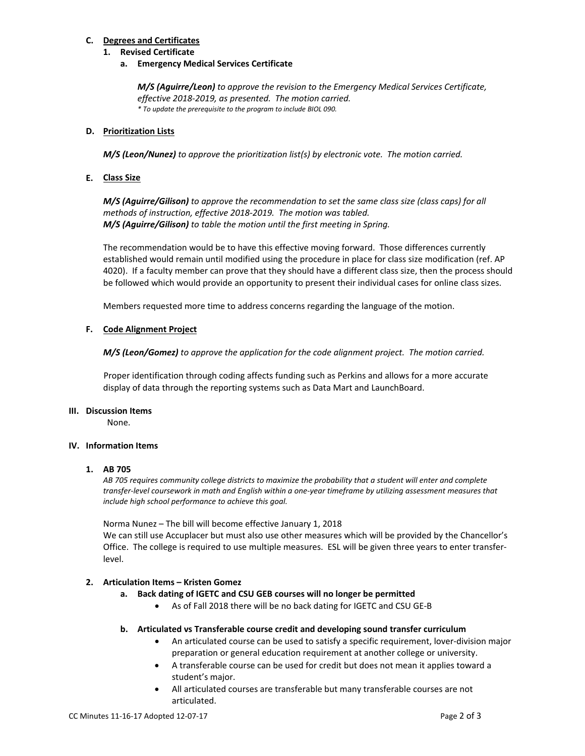### C. Degrees and Certificates

#### 1. Revised Certificate

##### a. Emergency Medical Services Certificate

***M/S (Aguirre/Leon)*** *to approve the revision to the Emergency Medical Services Certificate, effective 2018-2019, as presented. The motion carried.*
*\* To update the prerequisite to the program to include BIOL 090.*

### D. Prioritization Lists

***M/S (Leon/Nunez)*** *to approve the prioritization list(s) by electronic vote. The motion carried.*

### E. Class Size

***M/S (Aguirre/Gilison)*** *to approve the recommendation to set the same class size (class caps) for all methods of instruction, effective 2018-2019. The motion was tabled.*
***M/S (Aguirre/Gilison)*** *to table the motion until the first meeting in Spring.*

The recommendation would be to have this effective moving forward. Those differences currently established would remain until modified using the procedure in place for class size modification (ref. AP 4020). If a faculty member can prove that they should have a different class size, then the process should be followed which would provide an opportunity to present their individual cases for online class sizes.

Members requested more time to address concerns regarding the language of the motion.

### F. Code Alignment Project

***M/S (Leon/Gomez)*** *to approve the application for the code alignment project. The motion carried.*

Proper identification through coding affects funding such as Perkins and allows for a more accurate display of data through the reporting systems such as Data Mart and LaunchBoard.

## III. Discussion Items

None.

## IV. Information Items

### 1. AB 705

*AB 705 requires community college districts to maximize the probability that a student will enter and complete transfer-level coursework in math and English within a one-year timeframe by utilizing assessment measures that include high school performance to achieve this goal.*

Norma Nunez – The bill will become effective January 1, 2018
We can still use Accuplacer but must also use other measures which will be provided by the Chancellor's Office. The college is required to use multiple measures. ESL will be given three years to enter transfer-level.

### 2. Articulation Items – Kristen Gomez

#### a. Back dating of IGETC and CSU GEB courses will no longer be permitted

- As of Fall 2018 there will be no back dating for IGETC and CSU GE-B

#### b. Articulated vs Transferable course credit and developing sound transfer curriculum

- An articulated course can be used to satisfy a specific requirement, lover-division major preparation or general education requirement at another college or university.
- A transferable course can be used for credit but does not mean it applies toward a student's major.
- All articulated courses are transferable but many transferable courses are not articulated.

CC Minutes 11-16-17 Adopted 12-07-17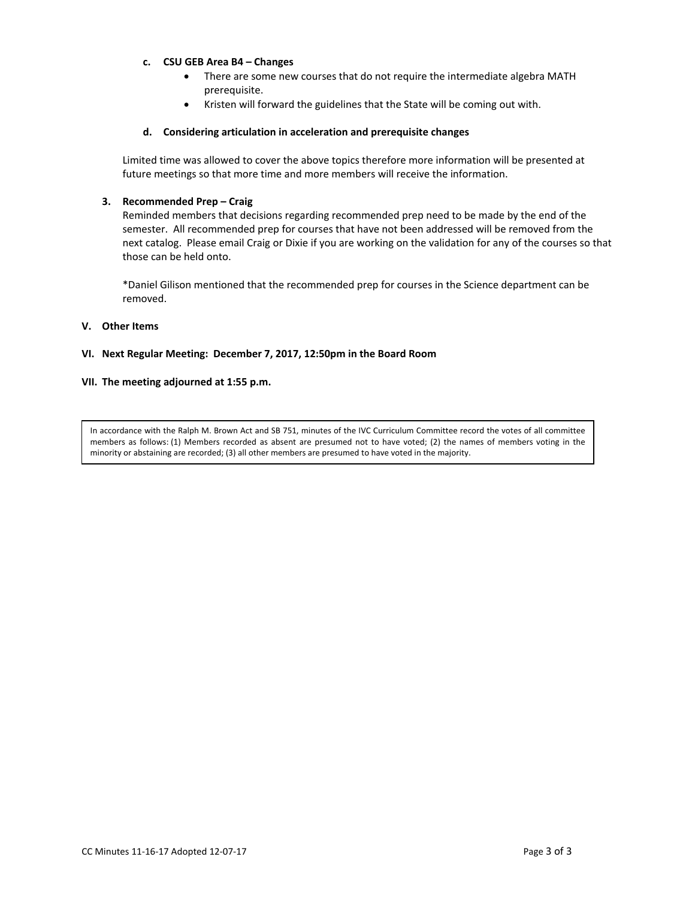**c. CSU GEB Area B4 – Changes**

- There are some new courses that do not require the intermediate algebra MATH prerequisite.
- Kristen will forward the guidelines that the State will be coming out with.

**d. Considering articulation in acceleration and prerequisite changes**

Limited time was allowed to cover the above topics therefore more information will be presented at future meetings so that more time and more members will receive the information.

**3. Recommended Prep – Craig**

Reminded members that decisions regarding recommended prep need to be made by the end of the semester. All recommended prep for courses that have not been addressed will be removed from the next catalog. Please email Craig or Dixie if you are working on the validation for any of the courses so that those can be held onto.

*Daniel Gilison mentioned that the recommended prep for courses in the Science department can be removed.

## V. Other Items

## VI. Next Regular Meeting: December 7, 2017, 12:50pm in the Board Room

## VII. The meeting adjourned at 1:55 p.m.

In accordance with the Ralph M. Brown Act and SB 751, minutes of the IVC Curriculum Committee record the votes of all committee members as follows: (1) Members recorded as absent are presumed not to have voted; (2) the names of members voting in the minority or abstaining are recorded; (3) all other members are presumed to have voted in the majority.

CC Minutes 11-16-17 Adopted 12-07-17